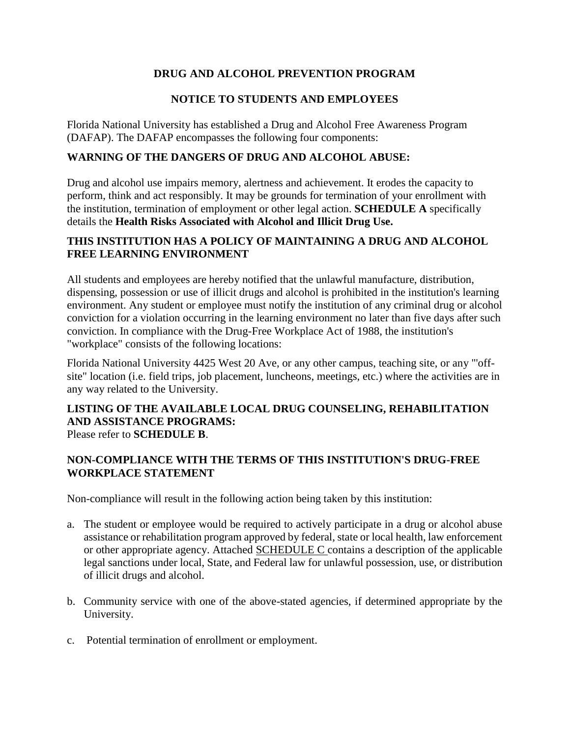# DRUG AND ALCOHOL PREVENTION PROGRAM

## NOTICE TO STUDENTS AND EMPLOYEES

Florida National University has established a Drug and Alcohol Free Awareness Program (DAFAP). The DAFAP encompasses the following four components:

### WARNING OF THE DANGERS OF DRUG AND ALCOHOL ABUSE:

Drug and alcohol use impairs memory, alertness and achievement. It erodes the capacity to perform, think and act responsibly. It may be grounds for termination of your enrollment with the institution, termination of employment or other legal action. **SCHEDULE A** specifically details the **Health Risks Associated with Alcohol and Illicit Drug Use.**

### THIS INSTITUTION HAS A POLICY OF MAINTAINING A DRUG AND ALCOHOL FREE LEARNING ENVIRONMENT

All students and employees are hereby notified that the unlawful manufacture, distribution, dispensing, possession or use of illicit drugs and alcohol is prohibited in the institution's learning environment. Any student or employee must notify the institution of any criminal drug or alcohol conviction for a violation occurring in the learning environment no later than five days after such conviction. In compliance with the Drug-Free Workplace Act of 1988, the institution's "workplace" consists of the following locations:

Florida National University 4425 West 20 Ave, or any other campus, teaching site, or any "'off-site" location (i.e. field trips, job placement, luncheons, meetings, etc.) where the activities are in any way related to the University.

### LISTING OF THE AVAILABLE LOCAL DRUG COUNSELING, REHABILITATION AND ASSISTANCE PROGRAMS:

Please refer to **SCHEDULE B**.

### NON-COMPLIANCE WITH THE TERMS OF THIS INSTITUTION'S DRUG-FREE WORKPLACE STATEMENT

Non-compliance will result in the following action being taken by this institution:

a. The student or employee would be required to actively participate in a drug or alcohol abuse assistance or rehabilitation program approved by federal, state or local health, law enforcement or other appropriate agency. Attached SCHEDULE C contains a description of the applicable legal sanctions under local, State, and Federal law for unlawful possession, use, or distribution of illicit drugs and alcohol.

b. Community service with one of the above-stated agencies, if determined appropriate by the University.

c. Potential termination of enrollment or employment.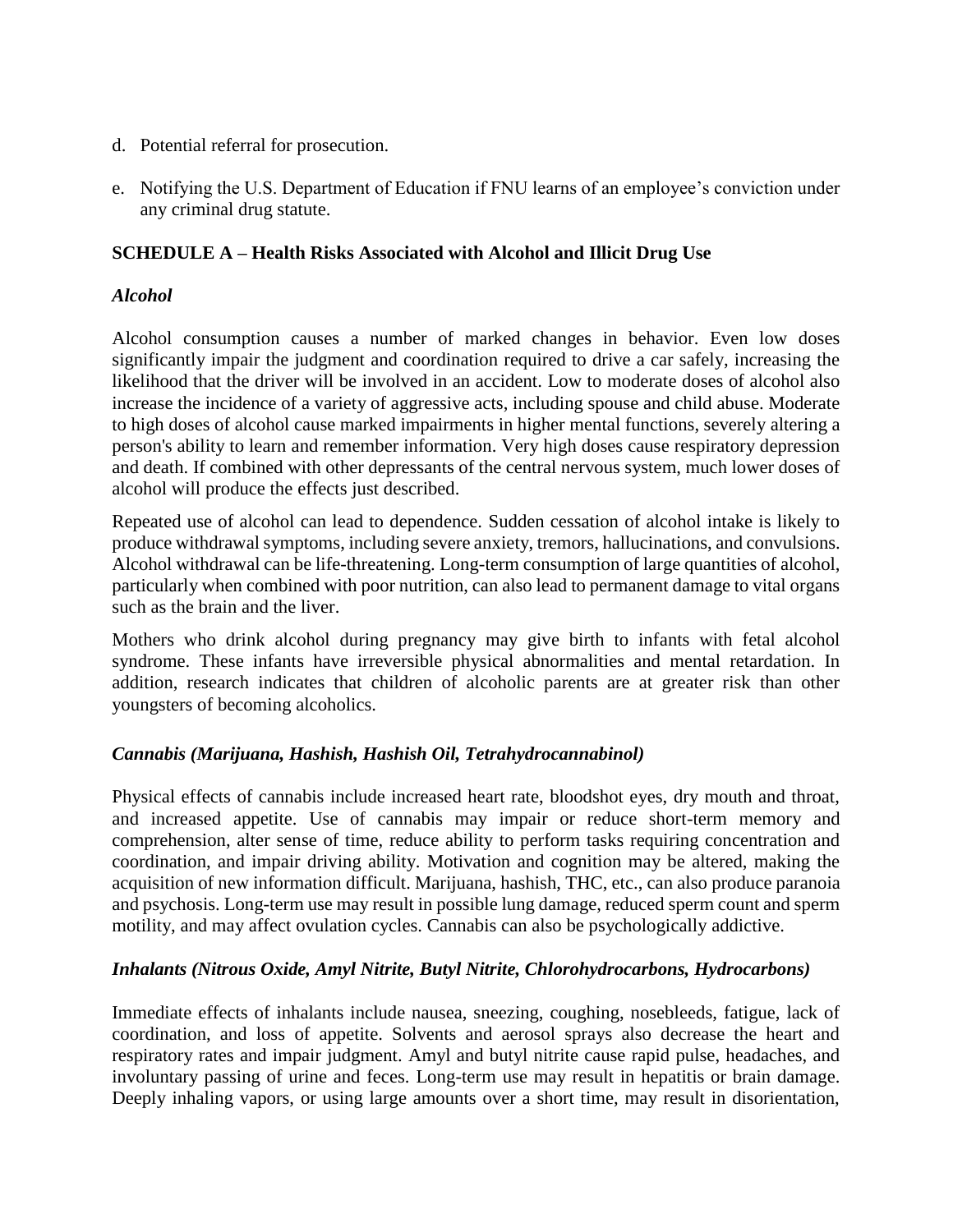d. Potential referral for prosecution.

e. Notifying the U.S. Department of Education if FNU learns of an employee's conviction under any criminal drug statute.

### SCHEDULE A – Health Risks Associated with Alcohol and Illicit Drug Use

#### *Alcohol*

Alcohol consumption causes a number of marked changes in behavior. Even low doses significantly impair the judgment and coordination required to drive a car safely, increasing the likelihood that the driver will be involved in an accident. Low to moderate doses of alcohol also increase the incidence of a variety of aggressive acts, including spouse and child abuse. Moderate to high doses of alcohol cause marked impairments in higher mental functions, severely altering a person's ability to learn and remember information. Very high doses cause respiratory depression and death. If combined with other depressants of the central nervous system, much lower doses of alcohol will produce the effects just described.

Repeated use of alcohol can lead to dependence. Sudden cessation of alcohol intake is likely to produce withdrawal symptoms, including severe anxiety, tremors, hallucinations, and convulsions. Alcohol withdrawal can be life-threatening. Long-term consumption of large quantities of alcohol, particularly when combined with poor nutrition, can also lead to permanent damage to vital organs such as the brain and the liver.

Mothers who drink alcohol during pregnancy may give birth to infants with fetal alcohol syndrome. These infants have irreversible physical abnormalities and mental retardation. In addition, research indicates that children of alcoholic parents are at greater risk than other youngsters of becoming alcoholics.

#### *Cannabis (Marijuana, Hashish, Hashish Oil, Tetrahydrocannabinol)*

Physical effects of cannabis include increased heart rate, bloodshot eyes, dry mouth and throat, and increased appetite. Use of cannabis may impair or reduce short-term memory and comprehension, alter sense of time, reduce ability to perform tasks requiring concentration and coordination, and impair driving ability. Motivation and cognition may be altered, making the acquisition of new information difficult. Marijuana, hashish, THC, etc., can also produce paranoia and psychosis. Long-term use may result in possible lung damage, reduced sperm count and sperm motility, and may affect ovulation cycles. Cannabis can also be psychologically addictive.

#### *Inhalants (Nitrous Oxide, Amyl Nitrite, Butyl Nitrite, Chlorohydrocarbons, Hydrocarbons)*

Immediate effects of inhalants include nausea, sneezing, coughing, nosebleeds, fatigue, lack of coordination, and loss of appetite. Solvents and aerosol sprays also decrease the heart and respiratory rates and impair judgment. Amyl and butyl nitrite cause rapid pulse, headaches, and involuntary passing of urine and feces. Long-term use may result in hepatitis or brain damage. Deeply inhaling vapors, or using large amounts over a short time, may result in disorientation,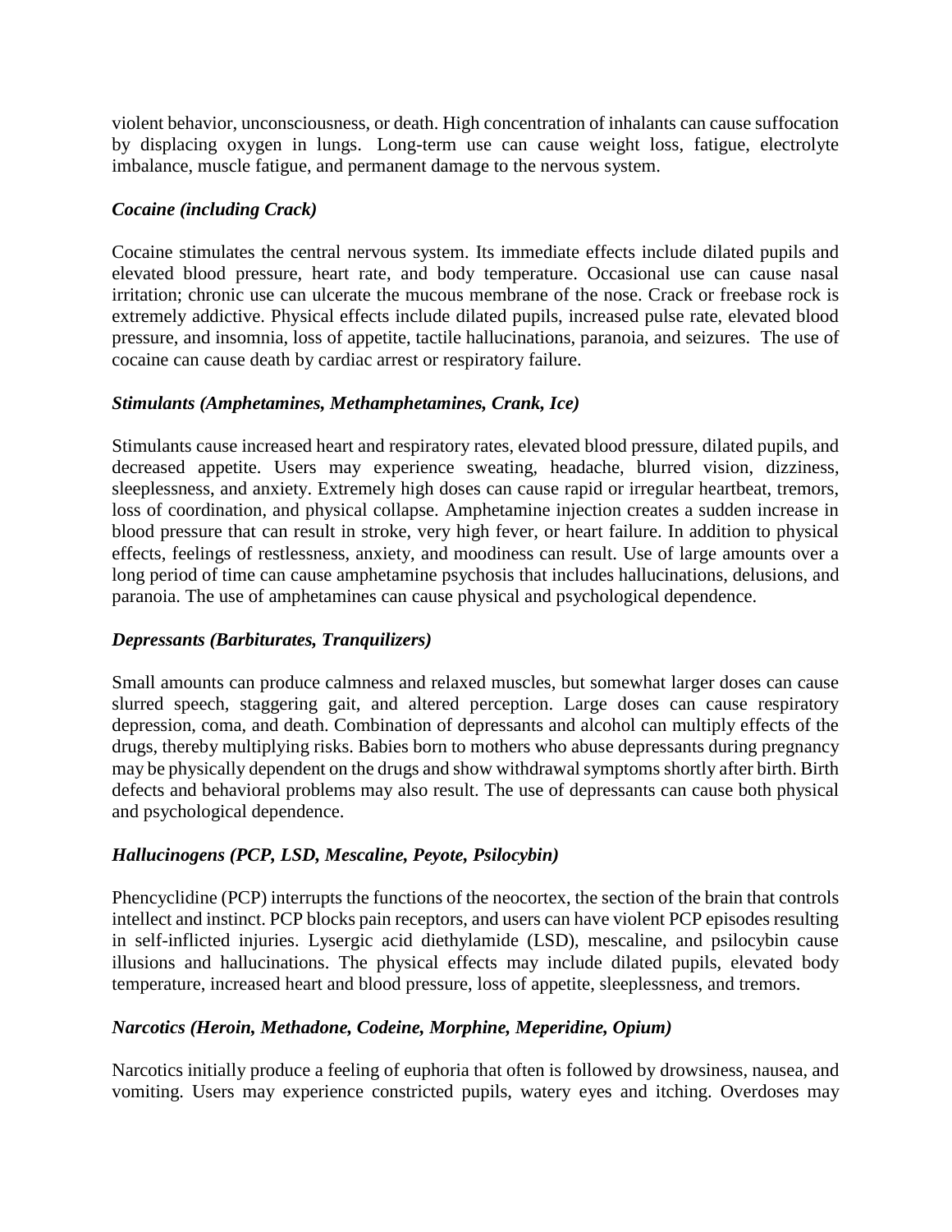violent behavior, unconsciousness, or death. High concentration of inhalants can cause suffocation by displacing oxygen in lungs. Long-term use can cause weight loss, fatigue, electrolyte imbalance, muscle fatigue, and permanent damage to the nervous system.

***Cocaine (including Crack)***

Cocaine stimulates the central nervous system. Its immediate effects include dilated pupils and elevated blood pressure, heart rate, and body temperature. Occasional use can cause nasal irritation; chronic use can ulcerate the mucous membrane of the nose. Crack or freebase rock is extremely addictive. Physical effects include dilated pupils, increased pulse rate, elevated blood pressure, and insomnia, loss of appetite, tactile hallucinations, paranoia, and seizures. The use of cocaine can cause death by cardiac arrest or respiratory failure.

***Stimulants (Amphetamines, Methamphetamines, Crank, Ice)***

Stimulants cause increased heart and respiratory rates, elevated blood pressure, dilated pupils, and decreased appetite. Users may experience sweating, headache, blurred vision, dizziness, sleeplessness, and anxiety. Extremely high doses can cause rapid or irregular heartbeat, tremors, loss of coordination, and physical collapse. Amphetamine injection creates a sudden increase in blood pressure that can result in stroke, very high fever, or heart failure. In addition to physical effects, feelings of restlessness, anxiety, and moodiness can result. Use of large amounts over a long period of time can cause amphetamine psychosis that includes hallucinations, delusions, and paranoia. The use of amphetamines can cause physical and psychological dependence.

***Depressants (Barbiturates, Tranquilizers)***

Small amounts can produce calmness and relaxed muscles, but somewhat larger doses can cause slurred speech, staggering gait, and altered perception. Large doses can cause respiratory depression, coma, and death. Combination of depressants and alcohol can multiply effects of the drugs, thereby multiplying risks. Babies born to mothers who abuse depressants during pregnancy may be physically dependent on the drugs and show withdrawal symptoms shortly after birth. Birth defects and behavioral problems may also result. The use of depressants can cause both physical and psychological dependence.

***Hallucinogens (PCP, LSD, Mescaline, Peyote, Psilocybin)***

Phencyclidine (PCP) interrupts the functions of the neocortex, the section of the brain that controls intellect and instinct. PCP blocks pain receptors, and users can have violent PCP episodes resulting in self-inflicted injuries. Lysergic acid diethylamide (LSD), mescaline, and psilocybin cause illusions and hallucinations. The physical effects may include dilated pupils, elevated body temperature, increased heart and blood pressure, loss of appetite, sleeplessness, and tremors.

***Narcotics (Heroin, Methadone, Codeine, Morphine, Meperidine, Opium)***

Narcotics initially produce a feeling of euphoria that often is followed by drowsiness, nausea, and vomiting. Users may experience constricted pupils, watery eyes and itching. Overdoses may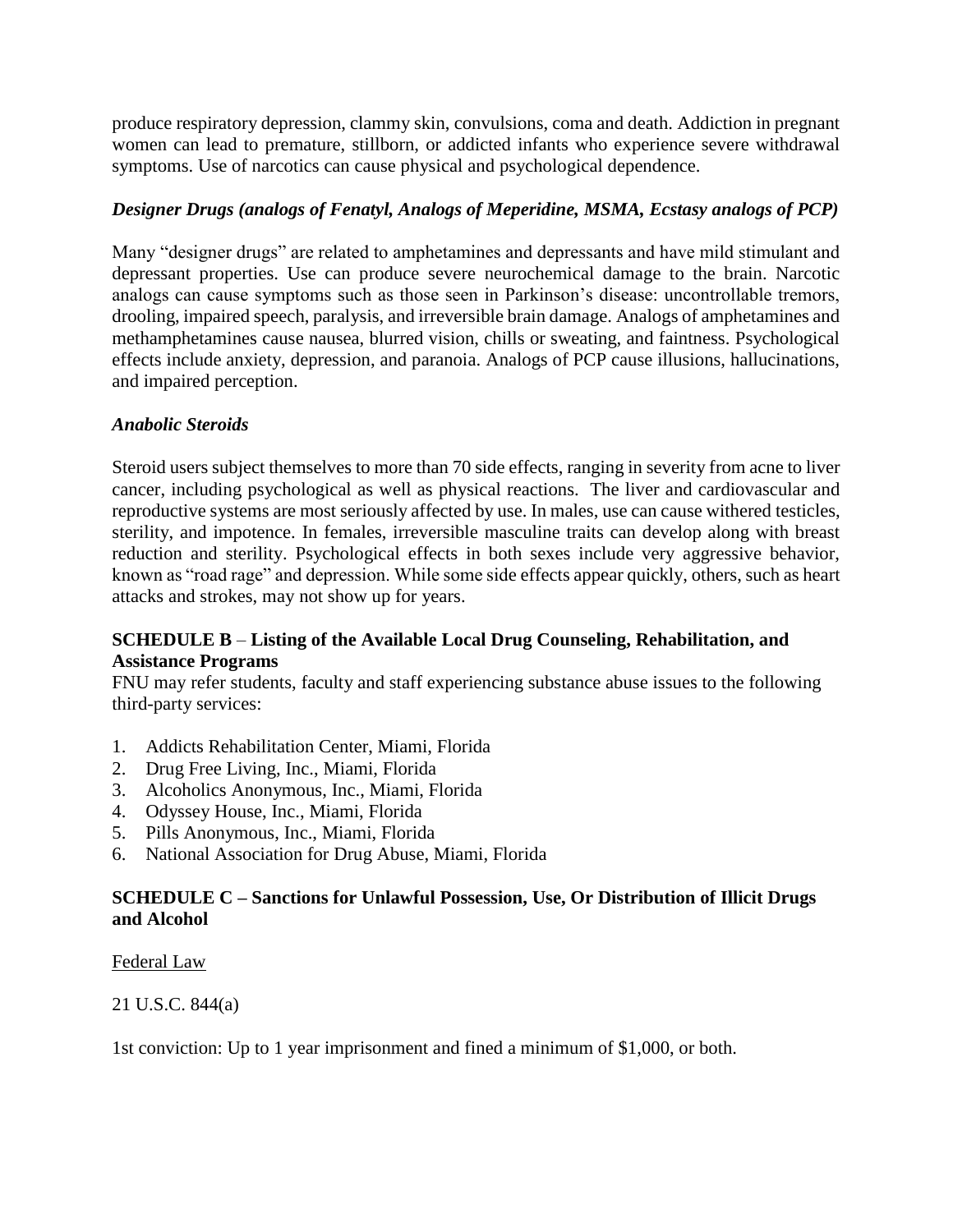produce respiratory depression, clammy skin, convulsions, coma and death. Addiction in pregnant women can lead to premature, stillborn, or addicted infants who experience severe withdrawal symptoms. Use of narcotics can cause physical and psychological dependence.

***Designer Drugs (analogs of Fenatyl, Analogs of Meperidine, MSMA, Ecstasy analogs of PCP)***

Many "designer drugs" are related to amphetamines and depressants and have mild stimulant and depressant properties. Use can produce severe neurochemical damage to the brain. Narcotic analogs can cause symptoms such as those seen in Parkinson's disease: uncontrollable tremors, drooling, impaired speech, paralysis, and irreversible brain damage. Analogs of amphetamines and methamphetamines cause nausea, blurred vision, chills or sweating, and faintness. Psychological effects include anxiety, depression, and paranoia. Analogs of PCP cause illusions, hallucinations, and impaired perception.

***Anabolic Steroids***

Steroid users subject themselves to more than 70 side effects, ranging in severity from acne to liver cancer, including psychological as well as physical reactions. The liver and cardiovascular and reproductive systems are most seriously affected by use. In males, use can cause withered testicles, sterility, and impotence. In females, irreversible masculine traits can develop along with breast reduction and sterility. Psychological effects in both sexes include very aggressive behavior, known as "road rage" and depression. While some side effects appear quickly, others, such as heart attacks and strokes, may not show up for years.

**SCHEDULE B** – **Listing of the Available Local Drug Counseling, Rehabilitation, and Assistance Programs**

FNU may refer students, faculty and staff experiencing substance abuse issues to the following third-party services:

1. Addicts Rehabilitation Center, Miami, Florida
2. Drug Free Living, Inc., Miami, Florida
3. Alcoholics Anonymous, Inc., Miami, Florida
4. Odyssey House, Inc., Miami, Florida
5. Pills Anonymous, Inc., Miami, Florida
6. National Association for Drug Abuse, Miami, Florida

**SCHEDULE C – Sanctions for Unlawful Possession, Use, Or Distribution of Illicit Drugs and Alcohol**

<u>Federal Law</u>

21 U.S.C. 844(a)

1st conviction: Up to 1 year imprisonment and fined a minimum of $1,000, or both.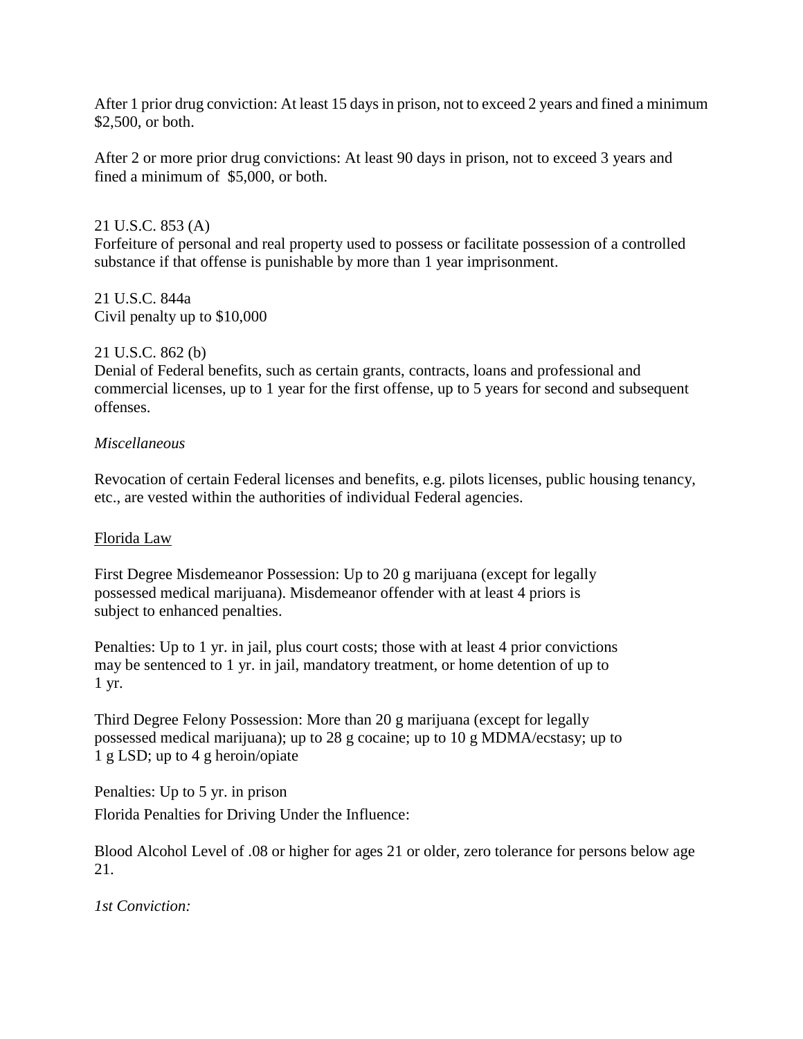After 1 prior drug conviction: At least 15 days in prison, not to exceed 2 years and fined a minimum $2,500, or both.

After 2 or more prior drug convictions: At least 90 days in prison, not to exceed 3 years and fined a minimum of $5,000, or both.

21 U.S.C. 853 (A)
Forfeiture of personal and real property used to possess or facilitate possession of a controlled substance if that offense is punishable by more than 1 year imprisonment.

21 U.S.C. 844a
Civil penalty up to $10,000

21 U.S.C. 862 (b)
Denial of Federal benefits, such as certain grants, contracts, loans and professional and commercial licenses, up to 1 year for the first offense, up to 5 years for second and subsequent offenses.

*Miscellaneous*

Revocation of certain Federal licenses and benefits, e.g. pilots licenses, public housing tenancy, etc., are vested within the authorities of individual Federal agencies.

<u>Florida Law</u>

First Degree Misdemeanor Possession: Up to 20 g marijuana (except for legally possessed medical marijuana). Misdemeanor offender with at least 4 priors is subject to enhanced penalties.

Penalties: Up to 1 yr. in jail, plus court costs; those with at least 4 prior convictions may be sentenced to 1 yr. in jail, mandatory treatment, or home detention of up to 1 yr.

Third Degree Felony Possession: More than 20 g marijuana (except for legally possessed medical marijuana); up to 28 g cocaine; up to 10 g MDMA/ecstasy; up to 1 g LSD; up to 4 g heroin/opiate

Penalties: Up to 5 yr. in prison

Florida Penalties for Driving Under the Influence:

Blood Alcohol Level of .08 or higher for ages 21 or older, zero tolerance for persons below age 21.

*1st Conviction:*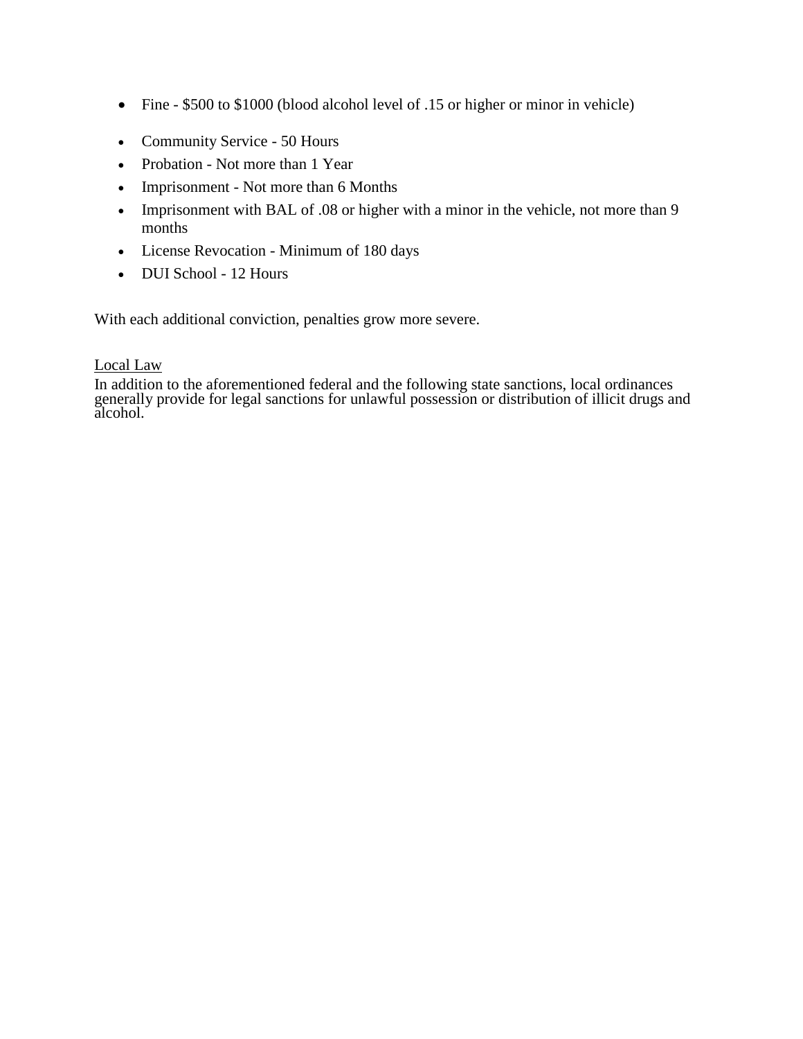- Fine - $500 to $1000 (blood alcohol level of .15 or higher or minor in vehicle)
- Community Service - 50 Hours
- Probation - Not more than 1 Year
- Imprisonment - Not more than 6 Months
- Imprisonment with BAL of .08 or higher with a minor in the vehicle, not more than 9 months
- License Revocation - Minimum of 180 days
- DUI School - 12 Hours

With each additional conviction, penalties grow more severe.

Local Law

In addition to the aforementioned federal and the following state sanctions, local ordinances generally provide for legal sanctions for unlawful possession or distribution of illicit drugs and alcohol.